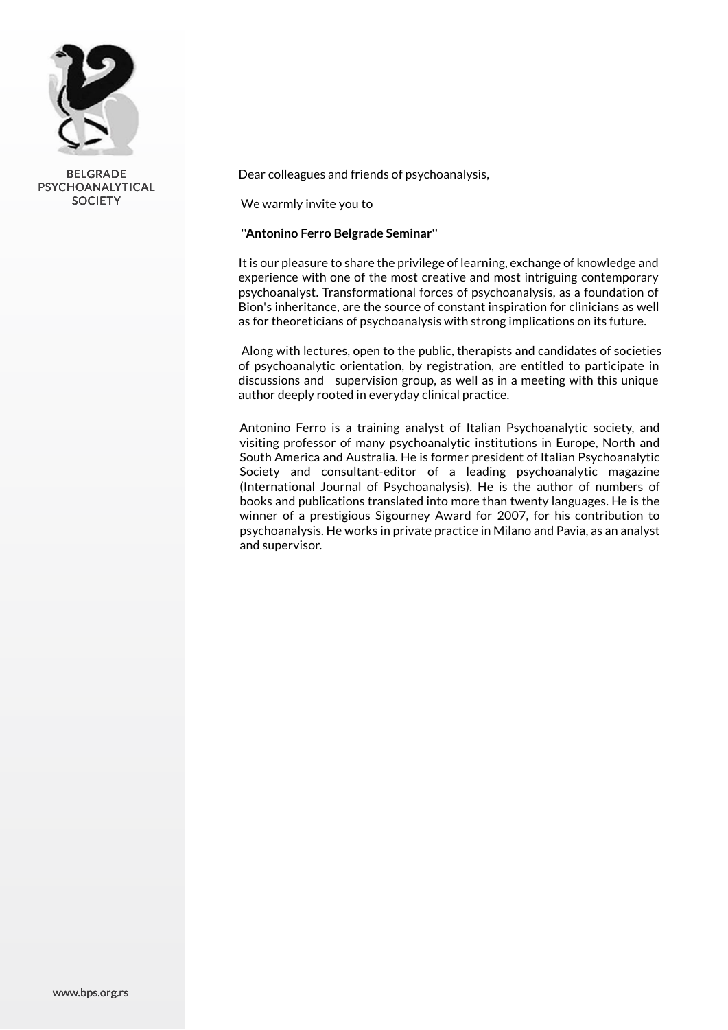BELGRADE PSYCHOANALYTICAL SOCIETY

Dear colleagues and friends of psychoanalysis,

We warmly invite you to

**"Antonino Ferro Belgrade Seminar"**

It is our pleasure to share the privilege of learning, exchange of knowledge and experience with one of the most creative and most intriguing contemporary psychoanalyst. Transformational forces of psychoanalysis, as a foundation of Bion's inheritance, are the source of constant inspiration for clinicians as well as for theoreticians of psychoanalysis with strong implications on its future.

Along with lectures, open to the public, therapists and candidates of societies of psychoanalytic orientation, by registration, are entitled to participate in discussions and supervision group, as well as in a meeting with this unique author deeply rooted in everyday clinical practice.

Antonino Ferro is a training analyst of Italian Psychoanalytic society, and visiting professor of many psychoanalytic institutions in Europe, North and South America and Australia. He is former president of Italian Psychoanalytic Society and consultant-editor of a leading psychoanalytic magazine (International Journal of Psychoanalysis). He is the author of numbers of books and publications translated into more than twenty languages. He is the winner of a prestigious Sigourney Award for 2007, for his contribution to psychoanalysis. He works in private practice in Milano and Pavia, as an analyst and supervisor.

www.bps.org.rs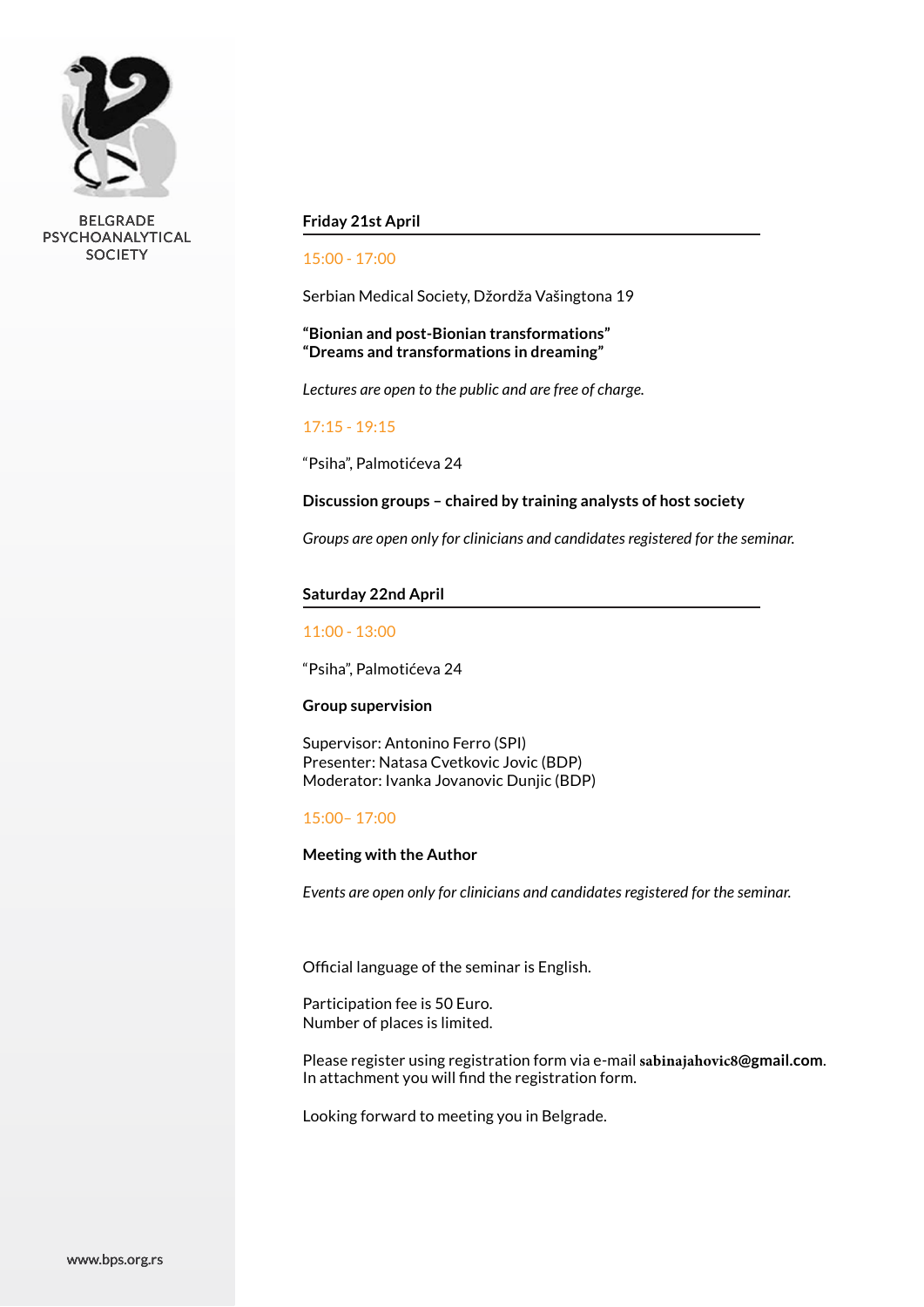BELGRADE PSYCHOANALYTICAL SOCIETY

## Friday 21st April

15:00 - 17:00

Serbian Medical Society, Džordža Vašingtona 19

**"Bionian and post-Bionian transformations"**
**"Dreams and transformations in dreaming"**

*Lectures are open to the public and are free of charge.*

17:15 - 19:15

"Psiha", Palmotićeva 24

**Discussion groups – chaired by training analysts of host society**

*Groups are open only for clinicians and candidates registered for the seminar.*

## Saturday 22nd April

11:00 - 13:00

"Psiha", Palmotićeva 24

**Group supervision**

Supervisor: Antonino Ferro (SPI)
Presenter: Natasa Cvetkovic Jovic (BDP)
Moderator: Ivanka Jovanovic Dunjic (BDP)

15:00– 17:00

**Meeting with the Author**

*Events are open only for clinicians and candidates registered for the seminar.*

Official language of the seminar is English.

Participation fee is 50 Euro.
Number of places is limited.

Please register using registration form via e-mail **sabinajahovic8@gmail.com**.
In attachment you will find the registration form.

Looking forward to meeting you in Belgrade.

www.bps.org.rs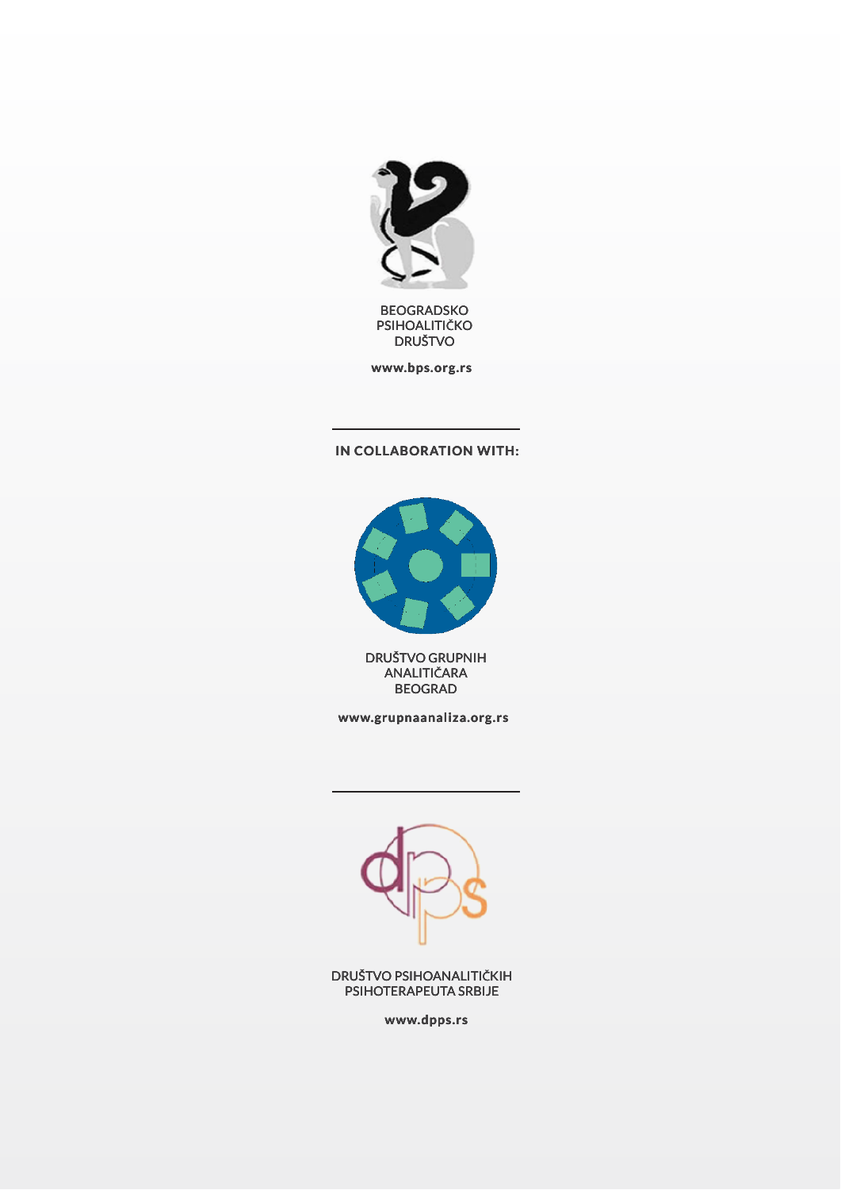BEOGRADSKO
PSIHOALITIČKO
DRUŠTVO

www.bps.org.rs

---

IN COLLABORATION WITH:

DRUŠTVO GRUPNIH
ANALITIČARA
BEOGRAD

www.grupnaanaliza.org.rs

---

DRUŠTVO PSIHOANALITIČKIH
PSIHOTERAPEUTA SRBIJE

www.dpps.rs